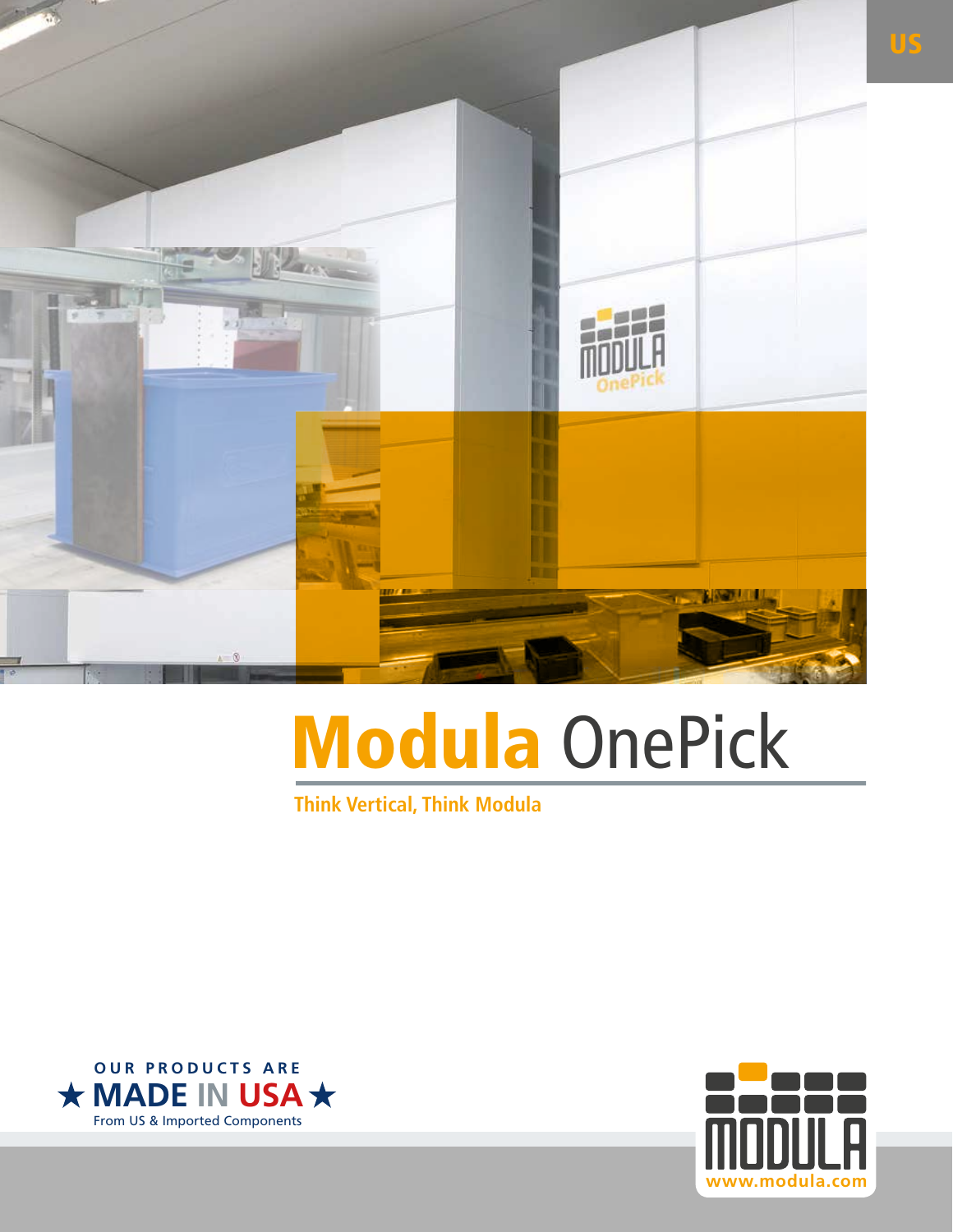US

# Modula OnePick

**Think Vertical, Think Modula**

OUR PRODUCTS ARE
★ MADE IN USA ★
From US & Imported Components

www.modula.com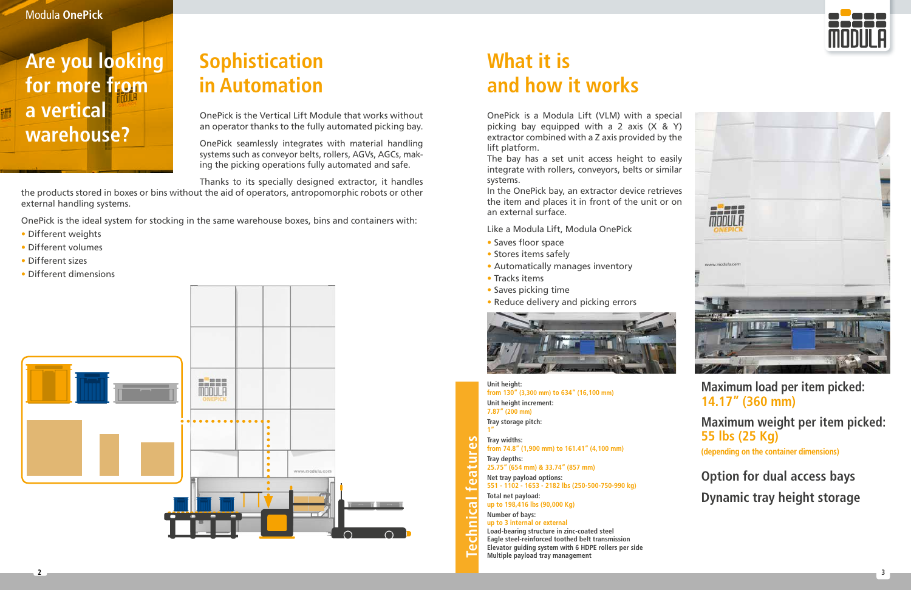# Are you looking for more from a vertical warehouse?

## Sophistication in Automation

OnePick is the Vertical Lift Module that works without an operator thanks to the fully automated picking bay.

OnePick seamlessly integrates with material handling systems such as conveyor belts, rollers, AGVs, AGCs, making the picking operations fully automated and safe.

Thanks to its specially designed extractor, it handles the products stored in boxes or bins without the aid of operators, antropomorphic robots or other external handling systems.

OnePick is the ideal system for stocking in the same warehouse boxes, bins and containers with:

- Different weights
- Different volumes
- Different sizes
- Different dimensions

## What it is and how it works

OnePick is a Modula Lift (VLM) with a special picking bay equipped with a 2 axis (X & Y) extractor combined with a Z axis provided by the lift platform.
The bay has a set unit access height to easily integrate with rollers, conveyors, belts or similar systems.
In the OnePick bay, an extractor device retrieves the item and places it in front of the unit or on an external surface.

Like a Modula Lift, Modula OnePick

- Saves floor space
- Stores items safely
- Automatically manages inventory
- Tracks items
- Saves picking time
- Reduce delivery and picking errors

## Technical features

**Unit height:**
from 130" (3,300 mm) to 634" (16,100 mm)

**Unit height increment:**
7.87" (200 mm)

**Tray storage pitch:**
1"

**Tray widths:**
from 74.8" (1,900 mm) to 161.41" (4,100 mm)

**Tray depths:**
25.75" (654 mm) & 33.74" (857 mm)

**Net tray payload options:**
551 - 1102 - 1653 - 2182 lbs (250-500-750-990 kg)

**Total net payload:**
up to 198,416 lbs (90,000 Kg)

**Number of bays:**
up to 3 internal or external

**Load-bearing structure in zinc-coated steel**
**Eagle steel-reinforced toothed belt transmission**
**Elevator guiding system with 6 HDPE rollers per side**
**Multiple payload tray management**

### Maximum load per item picked:
### 14.17" (360 mm)

### Maximum weight per item picked:
### 55 lbs (25 Kg)

(depending on the container dimensions)

### Option for dual access bays

### Dynamic tray height storage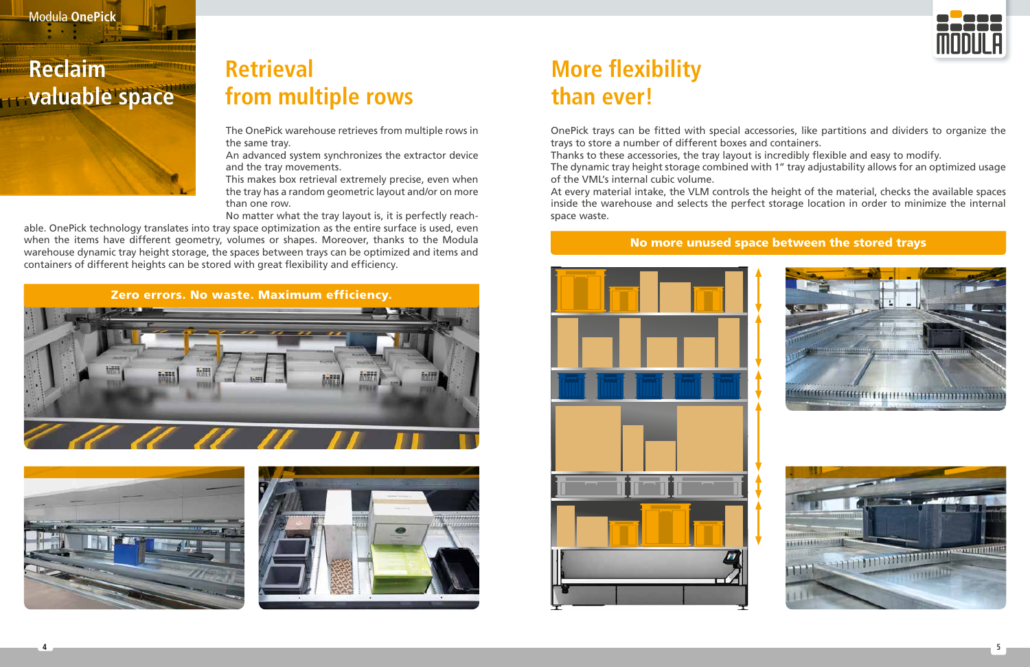# Reclaim valuable space

## Retrieval from multiple rows

The OnePick warehouse retrieves from multiple rows in the same tray.
An advanced system synchronizes the extractor device and the tray movements.
This makes box retrieval extremely precise, even when the tray has a random geometric layout and/or on more than one row.
No matter what the tray layout is, it is perfectly reachable. OnePick technology translates into tray space optimization as the entire surface is used, even when the items have different geometry, volumes or shapes. Moreover, thanks to the Modula warehouse dynamic tray height storage, the spaces between trays can be optimized and items and containers of different heights can be stored with great flexibility and efficiency.

**Zero errors. No waste. Maximum efficiency.**

## More flexibility than ever!

OnePick trays can be fitted with special accessories, like partitions and dividers to organize the trays to store a number of different boxes and containers.
Thanks to these accessories, the tray layout is incredibly flexible and easy to modify.
The dynamic tray height storage combined with 1" tray adjustability allows for an optimized usage of the VML's internal cubic volume.
At every material intake, the VLM controls the height of the material, checks the available spaces inside the warehouse and selects the perfect storage location in order to minimize the internal space waste.

**No more unused space between the stored trays**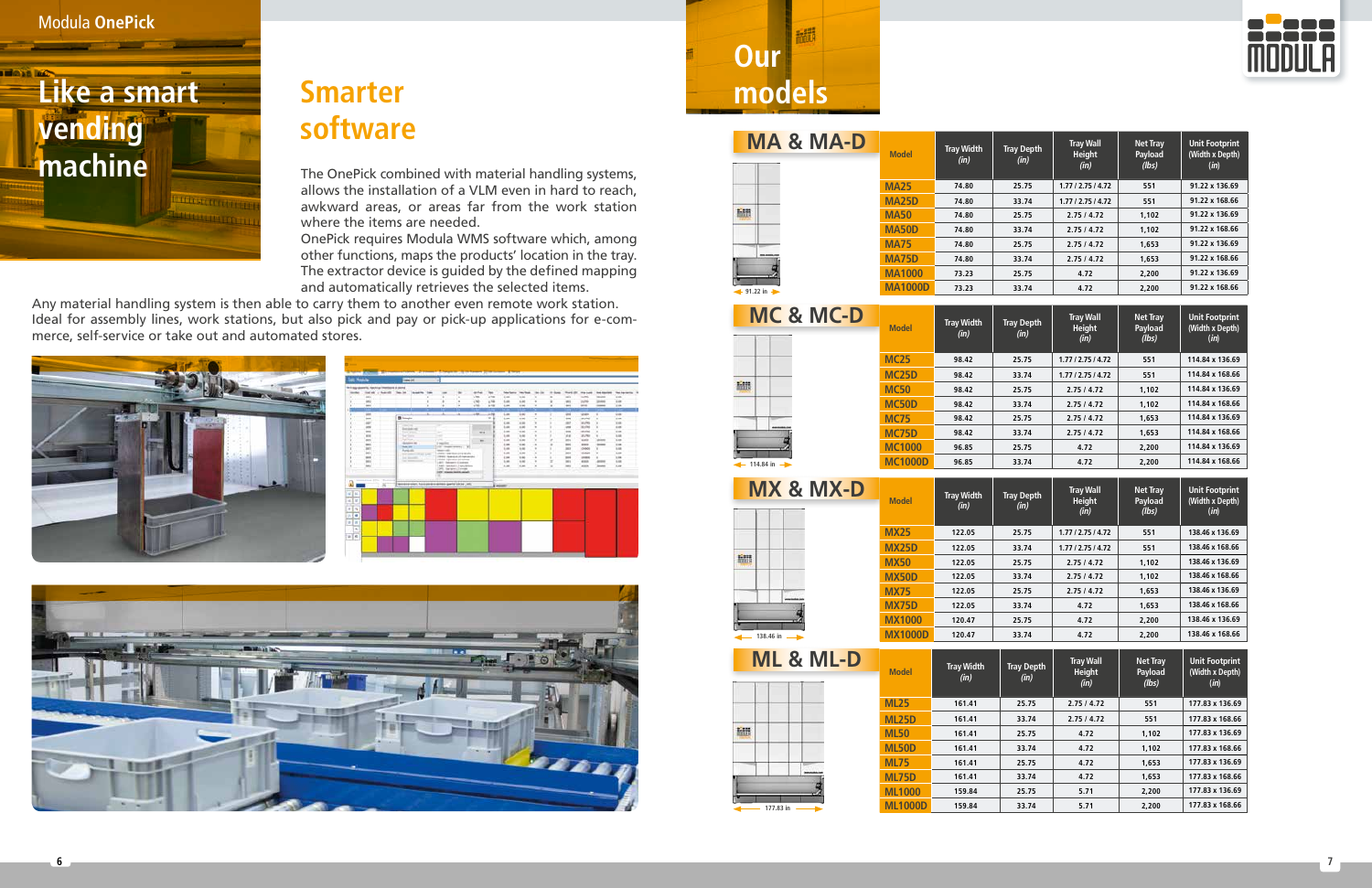Modula OnePick

# Like a smart vending machine

## Smarter software

The OnePick combined with material handling systems, allows the installation of a VLM even in hard to reach, awkward areas, or areas far from the work station where the items are needed.
OnePick requires Modula WMS software which, among other functions, maps the products' location in the tray. The extractor device is guided by the defined mapping and automatically retrieves the selected items.
Any material handling system is then able to carry them to another even remote work station. Ideal for assembly lines, work stations, but also pick and pay or pick-up applications for e-commerce, self-service or take out and automated stores.

# Our models

## MA & MA-D

| Model | Tray Width *(in)* | Tray Depth *(in)* | Tray Wall Height *(in)* | Net Tray Payload *(lbs)* | Unit Footprint (Width x Depth) *(in)* |
|---|---|---|---|---|---|
| MA25 | 74.80 | 25.75 | 1.77 / 2.75 / 4.72 | 551 | 91.22 x 136.69 |
| MA25D | 74.80 | 33.74 | 1.77 / 2.75 / 4.72 | 551 | 91.22 x 168.66 |
| MA50 | 74.80 | 25.75 | 2.75 / 4.72 | 1,102 | 91.22 x 136.69 |
| MA50D | 74.80 | 33.74 | 2.75 / 4.72 | 1,102 | 91.22 x 168.66 |
| MA75 | 74.80 | 25.75 | 2.75 / 4.72 | 1,653 | 91.22 x 136.69 |
| MA75D | 74.80 | 33.74 | 2.75 / 4.72 | 1,653 | 91.22 x 168.66 |
| MA1000 | 73.23 | 25.75 | 4.72 | 2,200 | 91.22 x 136.69 |
| MA1000D | 73.23 | 33.74 | 4.72 | 2,200 | 91.22 x 168.66 |

91.22 in

## MC & MC-D

| Model | Tray Width *(in)* | Tray Depth *(in)* | Tray Wall Height *(in)* | Net Tray Payload *(lbs)* | Unit Footprint (Width x Depth) *(in)* |
|---|---|---|---|---|---|
| MC25 | 98.42 | 25.75 | 1.77 / 2.75 / 4.72 | 551 | 114.84 x 136.69 |
| MC25D | 98.42 | 33.74 | 1.77 / 2.75 / 4.72 | 551 | 114.84 x 168.66 |
| MC50 | 98.42 | 25.75 | 2.75 / 4.72 | 1,102 | 114.84 x 136.69 |
| MC50D | 98.42 | 33.74 | 2.75 / 4.72 | 1,102 | 114.84 x 168.66 |
| MC75 | 98.42 | 25.75 | 2.75 / 4.72 | 1,653 | 114.84 x 136.69 |
| MC75D | 98.42 | 33.74 | 2.75 / 4.72 | 1,653 | 114.84 x 168.66 |
| MC1000 | 96.85 | 25.75 | 4.72 | 2,200 | 114.84 x 136.69 |
| MC1000D | 96.85 | 33.74 | 4.72 | 2,200 | 114.84 x 168.66 |

114.84 in

## MX & MX-D

| Model | Tray Width *(in)* | Tray Depth *(in)* | Tray Wall Height *(in)* | Net Tray Payload *(lbs)* | Unit Footprint (Width x Depth) *(in)* |
|---|---|---|---|---|---|
| MX25 | 122.05 | 25.75 | 1.77 / 2.75 / 4.72 | 551 | 138.46 x 136.69 |
| MX25D | 122.05 | 33.74 | 1.77 / 2.75 / 4.72 | 551 | 138.46 x 168.66 |
| MX50 | 122.05 | 25.75 | 2.75 / 4.72 | 1,102 | 138.46 x 136.69 |
| MX50D | 122.05 | 33.74 | 2.75 / 4.72 | 1,102 | 138.46 x 168.66 |
| MX75 | 122.05 | 25.75 | 2.75 / 4.72 | 1,653 | 138.46 x 136.69 |
| MX75D | 122.05 | 33.74 | 4.72 | 1,653 | 138.46 x 168.66 |
| MX1000 | 120.47 | 25.75 | 4.72 | 2,200 | 138.46 x 136.69 |
| MX1000D | 120.47 | 33.74 | 4.72 | 2,200 | 138.46 x 168.66 |

138.46 in

## ML & ML-D

| Model | Tray Width *(in)* | Tray Depth *(in)* | Tray Wall Height *(in)* | Net Tray Payload *(lbs)* | Unit Footprint (Width x Depth) *(in)* |
|---|---|---|---|---|---|
| ML25 | 161.41 | 25.75 | 2.75 / 4.72 | 551 | 177.83 x 136.69 |
| ML25D | 161.41 | 33.74 | 2.75 / 4.72 | 551 | 177.83 x 168.66 |
| ML50 | 161.41 | 25.75 | 4.72 | 1,102 | 177.83 x 136.69 |
| ML50D | 161.41 | 33.74 | 4.72 | 1,102 | 177.83 x 168.66 |
| ML75 | 161.41 | 25.75 | 4.72 | 1,653 | 177.83 x 136.69 |
| ML75D | 161.41 | 33.74 | 4.72 | 1,653 | 177.83 x 168.66 |
| ML1000 | 159.84 | 25.75 | 5.71 | 2,200 | 177.83 x 136.69 |
| ML1000D | 159.84 | 33.74 | 5.71 | 2,200 | 177.83 x 168.66 |

177.83 in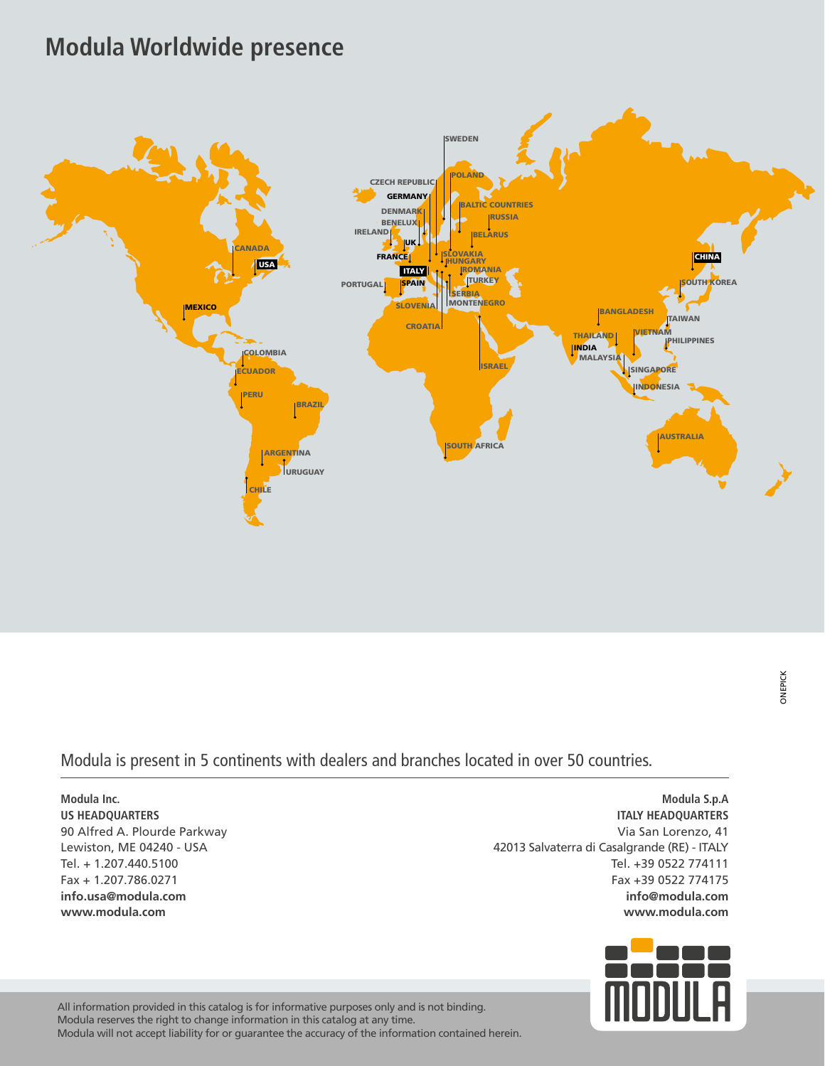# Modula Worldwide presence

SWEDEN
POLAND
CZECH REPUBLIC
GERMANY
BALTIC COUNTRIES
DENMARK
RUSSIA
BENELUX
IRELAND
BELARUS
UK
CANADA
FRANCE
SLOVAKIA
HUNGARY
CHINA
USA
ITALY
ROMANIA
TURKEY
PORTUGAL
SPAIN
SOUTH KOREA
SERBIA
MEXICO
SLOVENIA
MONTENEGRO
BANGLADESH
TAIWAN
CROATIA
THAILAND
VIETNAM
PHILIPPINES
INDIA
COLOMBIA
MALAYSIA
ISRAEL
ECUADOR
SINGAPORE
INDONESIA
PERU
BRAZIL
AUSTRALIA
SOUTH AFRICA
ARGENTINA
URUGUAY
CHILE

ONEPICK

Modula is present in 5 continents with dealers and branches located in over 50 countries.

**Modula Inc.**
**US HEADQUARTERS**
90 Alfred A. Plourde Parkway
Lewiston, ME 04240 - USA
Tel. + 1.207.440.5100
Fax + 1.207.786.0271
**info.usa@modula.com**
**www.modula.com**

**Modula S.p.A**
**ITALY HEADQUARTERS**
Via San Lorenzo, 41
42013 Salvaterra di Casalgrande (RE) - ITALY
Tel. +39 0522 774111
Fax +39 0522 774175
**info@modula.com**
**www.modula.com**

MODULA

All information provided in this catalog is for informative purposes only and is not binding.
Modula reserves the right to change information in this catalog at any time.
Modula will not accept liability for or guarantee the accuracy of the information contained herein.